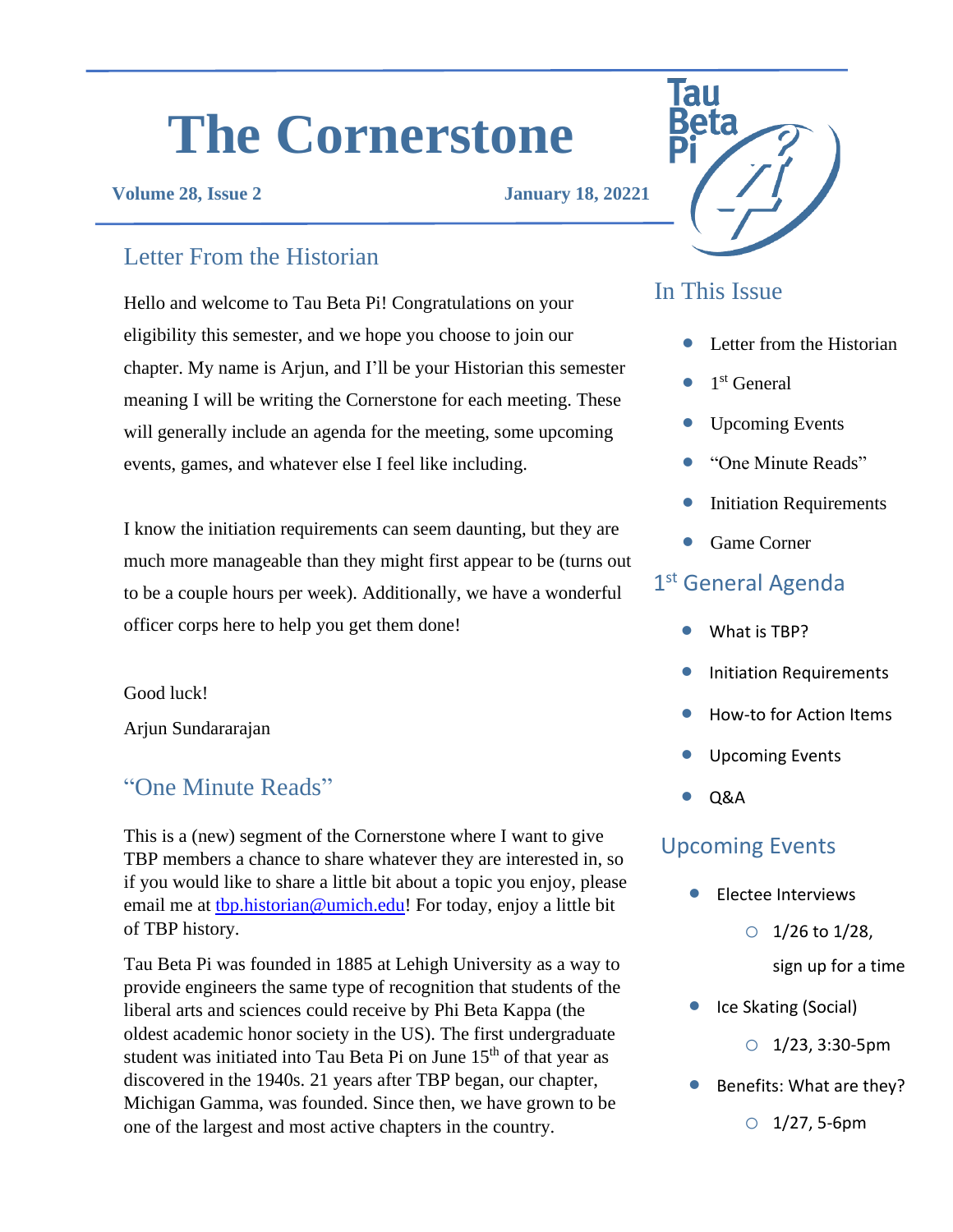# The Cornerstone

**Volume 28, Issue 2** **January 18, 20221**

## Letter From the Historian

Hello and welcome to Tau Beta Pi! Congratulations on your eligibility this semester, and we hope you choose to join our chapter. My name is Arjun, and I'll be your Historian this semester meaning I will be writing the Cornerstone for each meeting. These will generally include an agenda for the meeting, some upcoming events, games, and whatever else I feel like including.

I know the initiation requirements can seem daunting, but they are much more manageable than they might first appear to be (turns out to be a couple hours per week). Additionally, we have a wonderful officer corps here to help you get them done!

Good luck!

Arjun Sundararajan

## "One Minute Reads"

This is a (new) segment of the Cornerstone where I want to give TBP members a chance to share whatever they are interested in, so if you would like to share a little bit about a topic you enjoy, please email me at tbp.historian@umich.edu! For today, enjoy a little bit of TBP history.

Tau Beta Pi was founded in 1885 at Lehigh University as a way to provide engineers the same type of recognition that students of the liberal arts and sciences could receive by Phi Beta Kappa (the oldest academic honor society in the US). The first undergraduate student was initiated into Tau Beta Pi on June 15th of that year as discovered in the 1940s. 21 years after TBP began, our chapter, Michigan Gamma, was founded. Since then, we have grown to be one of the largest and most active chapters in the country.

## In This Issue

- Letter from the Historian
- 1st General
- Upcoming Events
- "One Minute Reads"
- Initiation Requirements
- Game Corner

## 1st General Agenda

- What is TBP?
- Initiation Requirements
- How-to for Action Items
- Upcoming Events
- Q&A

## Upcoming Events

- Electee Interviews
  - 1/26 to 1/28, sign up for a time
- Ice Skating (Social)
  - 1/23, 3:30-5pm
- Benefits: What are they?
  - 1/27, 5-6pm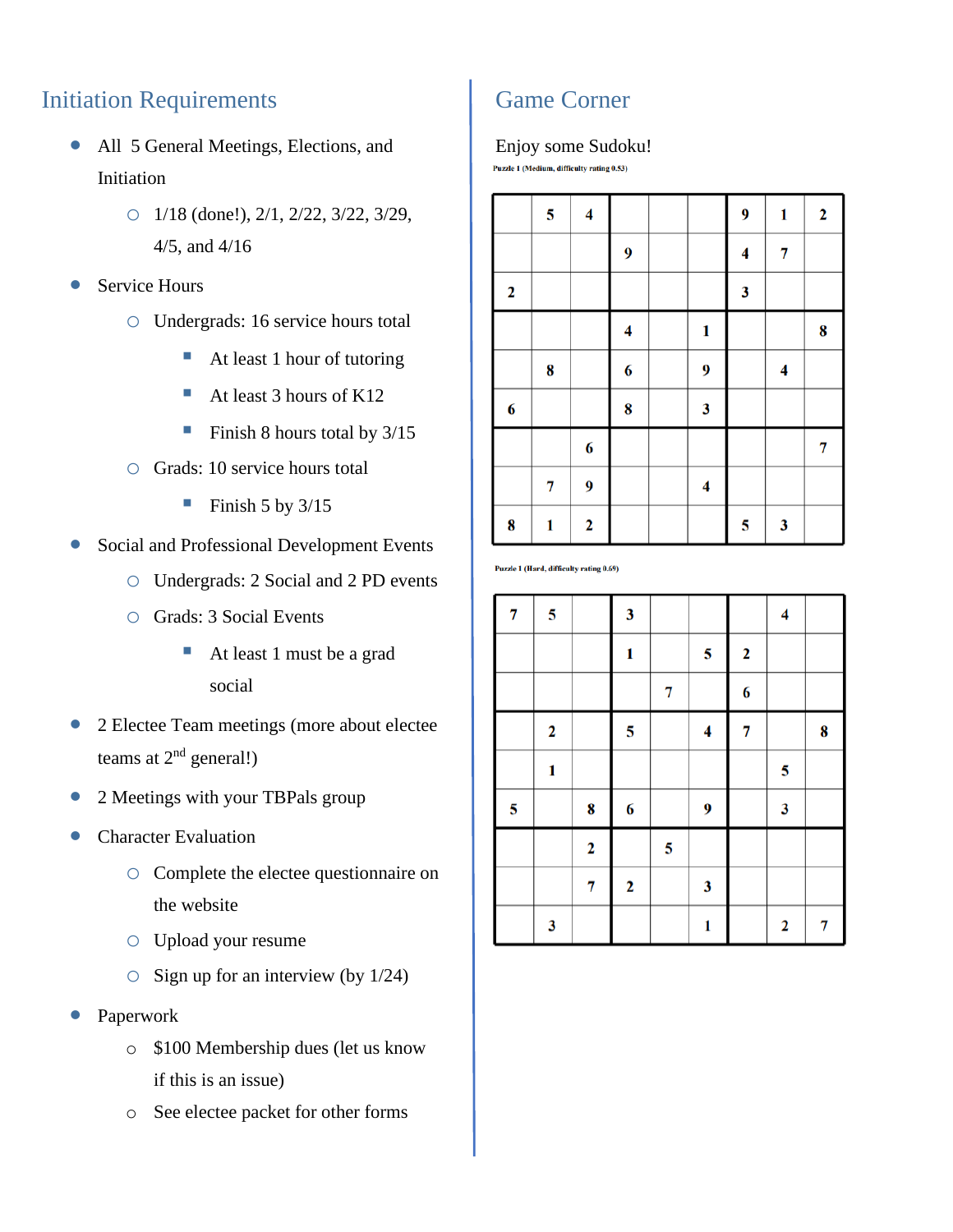## Initiation Requirements

- All 5 General Meetings, Elections, and Initiation
  - 1/18 (done!), 2/1, 2/22, 3/22, 3/29, 4/5, and 4/16
- Service Hours
  - Undergrads: 16 service hours total
    - At least 1 hour of tutoring
    - At least 3 hours of K12
    - Finish 8 hours total by 3/15
  - Grads: 10 service hours total
    - Finish 5 by 3/15
- Social and Professional Development Events
  - Undergrads: 2 Social and 2 PD events
  - Grads: 3 Social Events
    - At least 1 must be a grad social
- 2 Electee Team meetings (more about electee teams at 2nd general!)
- 2 Meetings with your TBPals group
- Character Evaluation
  - Complete the electee questionnaire on the website
  - Upload your resume
  - Sign up for an interview (by 1/24)
- Paperwork
  - $100 Membership dues (let us know if this is an issue)
  - See electee packet for other forms

## Game Corner

Enjoy some Sudoku!

Puzzle 1 (Medium, difficulty rating 0.53)

| | | | | | | | | |
|---|---|---|---|---|---|---|---|---|
| | 5 | 4 | | | | 9 | 1 | 2 |
| | | | 9 | | | 4 | 7 | |
| 2 | | | | | | 3 | | |
| | | | 4 | | 1 | | | 8 |
| | 8 | | 6 | | 9 | | 4 | |
| 6 | | | 8 | | 3 | | | |
| | | 6 | | | | | | 7 |
| | 7 | 9 | | | 4 | | | |
| 8 | 1 | 2 | | | | 5 | 3 | |

Puzzle 1 (Hard, difficulty rating 0.69)

| | | | | | | | | |
|---|---|---|---|---|---|---|---|---|
| 7 | 5 | | 3 | | | | 4 | |
| | | | 1 | | 5 | 2 | | |
| | | | | 7 | | 6 | | |
| | 2 | | 5 | | 4 | 7 | | 8 |
| | 1 | | | | | | 5 | |
| 5 | | 8 | 6 | | 9 | | 3 | |
| | | 2 | | 5 | | | | |
| | | 7 | 2 | | 3 | | | |
| | 3 | | | | 1 | | 2 | 7 |